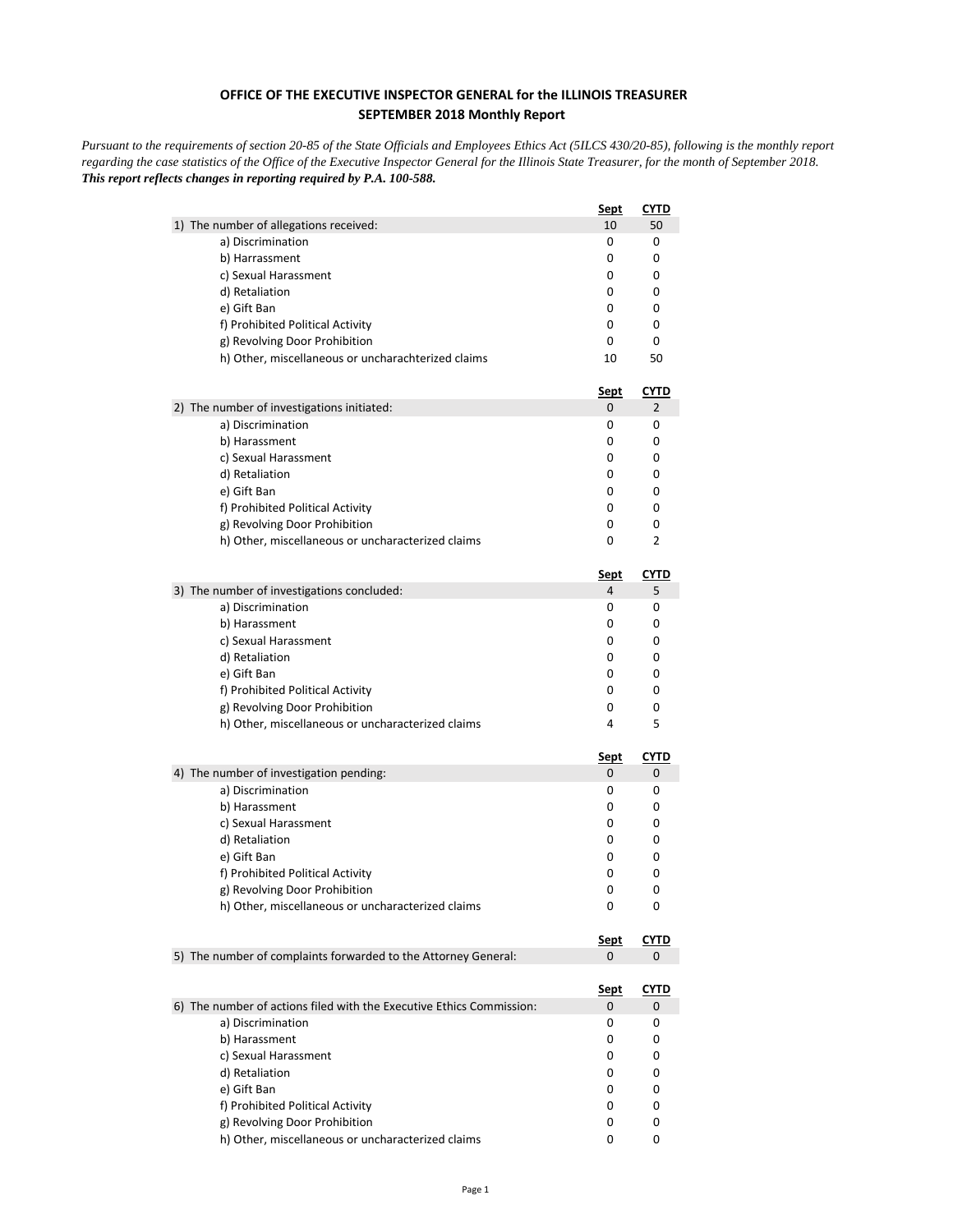**OFFICE OF THE EXECUTIVE INSPECTOR GENERAL for the ILLINOIS TREASURER**
**SEPTEMBER 2018 Monthly Report**

*Pursuant to the requirements of section 20-85 of the State Officials and Employees Ethics Act (5ILCS 430/20-85), following is the monthly report regarding the case statistics of the Office of the Executive Inspector General for the Illinois State Treasurer, for the month of September 2018.*
***This report reflects changes in reporting required by P.A. 100-588.***

| | Sept | CYTD |
|---|---|---|
| 1) The number of allegations received: | 10 | 50 |
| a) Discrimination | 0 | 0 |
| b) Harrassment | 0 | 0 |
| c) Sexual Harassment | 0 | 0 |
| d) Retaliation | 0 | 0 |
| e) Gift Ban | 0 | 0 |
| f) Prohibited Political Activity | 0 | 0 |
| g) Revolving Door Prohibition | 0 | 0 |
| h) Other, miscellaneous or uncharachterized claims | 10 | 50 |

| | Sept | CYTD |
|---|---|---|
| 2) The number of investigations initiated: | 0 | 2 |
| a) Discrimination | 0 | 0 |
| b) Harassment | 0 | 0 |
| c) Sexual Harassment | 0 | 0 |
| d) Retaliation | 0 | 0 |
| e) Gift Ban | 0 | 0 |
| f) Prohibited Political Activity | 0 | 0 |
| g) Revolving Door Prohibition | 0 | 0 |
| h) Other, miscellaneous or uncharacterized claims | 0 | 2 |

| | Sept | CYTD |
|---|---|---|
| 3) The number of investigations concluded: | 4 | 5 |
| a) Discrimination | 0 | 0 |
| b) Harassment | 0 | 0 |
| c) Sexual Harassment | 0 | 0 |
| d) Retaliation | 0 | 0 |
| e) Gift Ban | 0 | 0 |
| f) Prohibited Political Activity | 0 | 0 |
| g) Revolving Door Prohibition | 0 | 0 |
| h) Other, miscellaneous or uncharacterized claims | 4 | 5 |

| | Sept | CYTD |
|---|---|---|
| 4) The number of investigation pending: | 0 | 0 |
| a) Discrimination | 0 | 0 |
| b) Harassment | 0 | 0 |
| c) Sexual Harassment | 0 | 0 |
| d) Retaliation | 0 | 0 |
| e) Gift Ban | 0 | 0 |
| f) Prohibited Political Activity | 0 | 0 |
| g) Revolving Door Prohibition | 0 | 0 |
| h) Other, miscellaneous or uncharacterized claims | 0 | 0 |

| | Sept | CYTD |
|---|---|---|
| 5) The number of complaints forwarded to the Attorney General: | 0 | 0 |

| | Sept | CYTD |
|---|---|---|
| 6) The number of actions filed with the Executive Ethics Commission: | 0 | 0 |
| a) Discrimination | 0 | 0 |
| b) Harassment | 0 | 0 |
| c) Sexual Harassment | 0 | 0 |
| d) Retaliation | 0 | 0 |
| e) Gift Ban | 0 | 0 |
| f) Prohibited Political Activity | 0 | 0 |
| g) Revolving Door Prohibition | 0 | 0 |
| h) Other, miscellaneous or uncharacterized claims | 0 | 0 |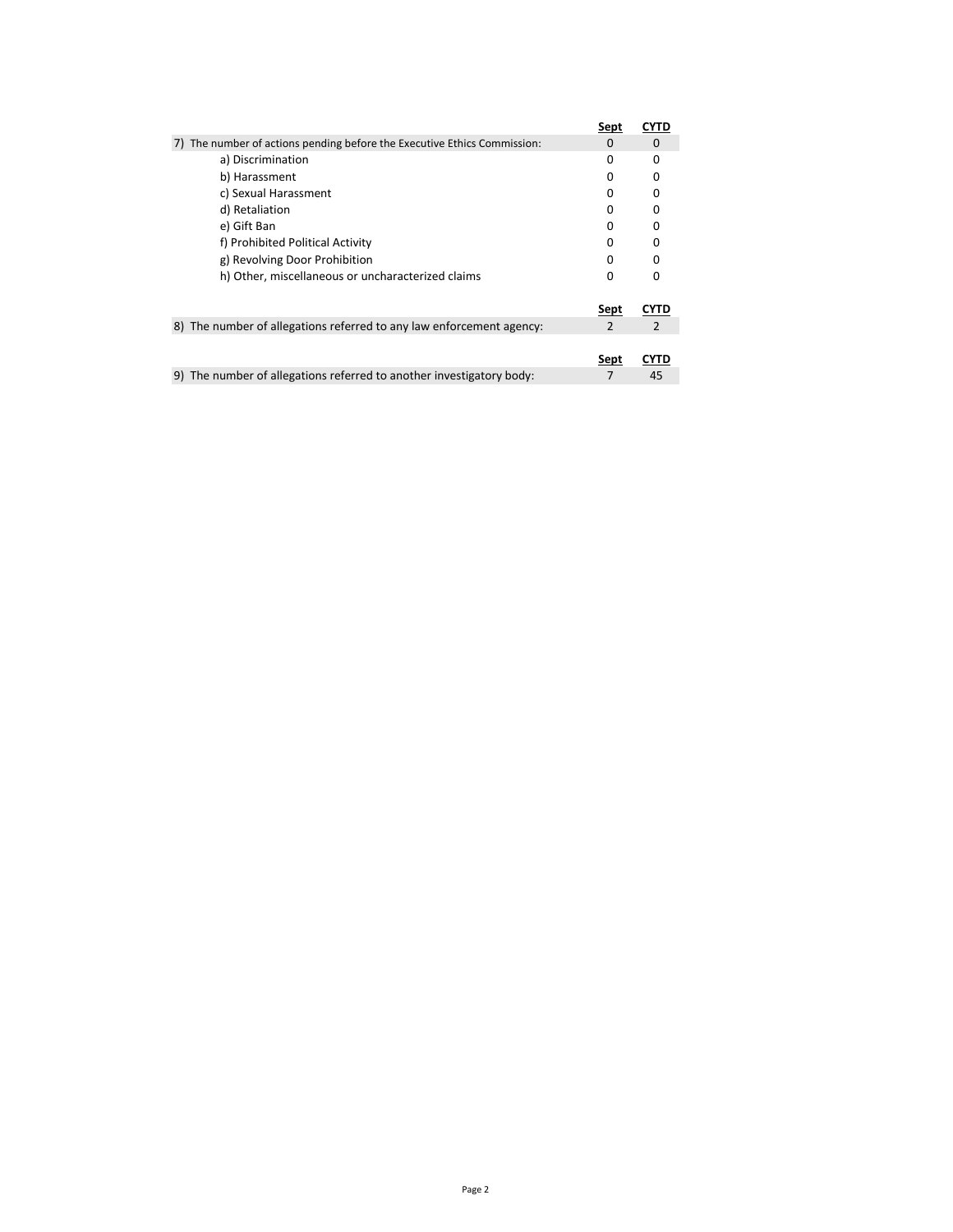| | Sept | CYTD |
|---|---|---|
| 7) The number of actions pending before the Executive Ethics Commission: | 0 | 0 |
| a) Discrimination | 0 | 0 |
| b) Harassment | 0 | 0 |
| c) Sexual Harassment | 0 | 0 |
| d) Retaliation | 0 | 0 |
| e) Gift Ban | 0 | 0 |
| f) Prohibited Political Activity | 0 | 0 |
| g) Revolving Door Prohibition | 0 | 0 |
| h) Other, miscellaneous or uncharacterized claims | 0 | 0 |

| | Sept | CYTD |
|---|---|---|
| 8) The number of allegations referred to any law enforcement agency: | 2 | 2 |

| | Sept | CYTD |
|---|---|---|
| 9) The number of allegations referred to another investigatory body: | 7 | 45 |